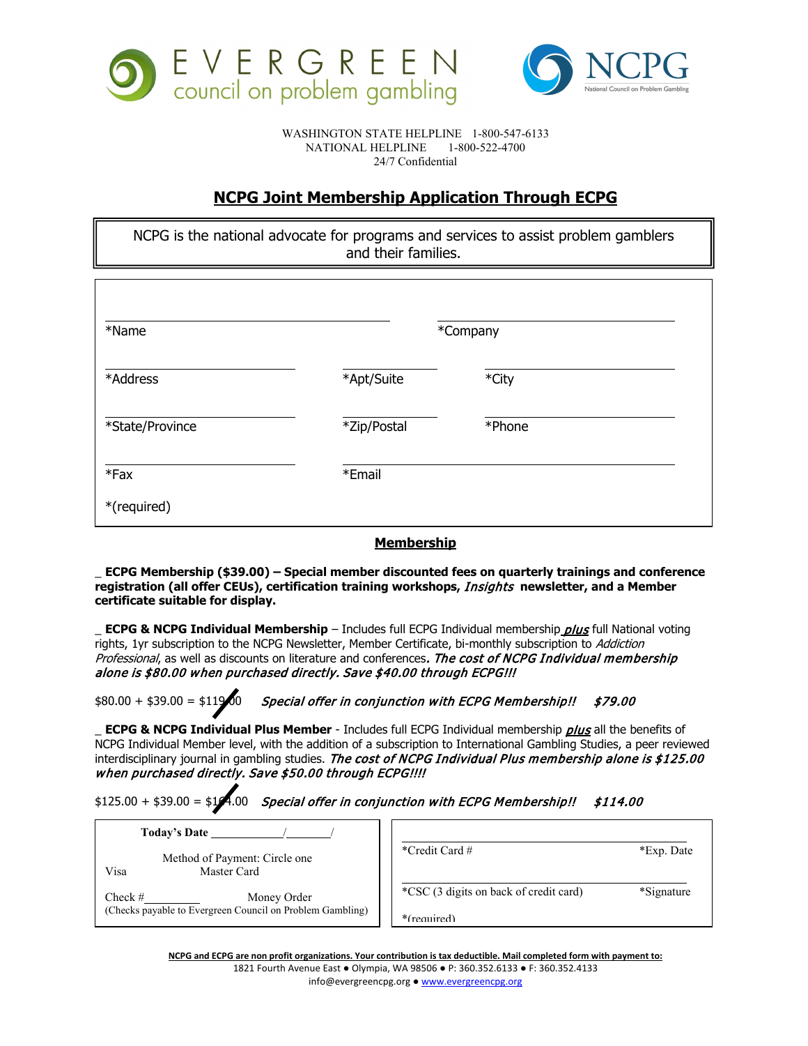EVERGREEN council on problem gambling

NCPG National Council on Problem Gambling

WASHINGTON STATE HELPLINE 1-800-547-6133
NATIONAL HELPLINE 1-800-522-4700
24/7 Confidential

## NCPG Joint Membership Application Through ECPG

NCPG is the national advocate for programs and services to assist problem gamblers and their families.

| | | |
|---|---|---|
| *Name | | *Company |
| *Address | *Apt/Suite | *City |
| *State/Province | *Zip/Postal | *Phone |
| *Fax | *Email | |

*(required)

### Membership

_ **ECPG Membership ($39.00) – Special member discounted fees on quarterly trainings and conference registration (all offer CEUs), certification training workshops, *Insights* newsletter, and a Member certificate suitable for display.**

_ **ECPG & NCPG Individual Membership** – Includes full ECPG Individual membership ***plus*** full National voting rights, 1yr subscription to the NCPG Newsletter, Member Certificate, bi-monthly subscription to *Addiction Professional*, as well as discounts on literature and conferences**.** ***The cost of NCPG Individual membership alone is $80.00 when purchased directly. Save $40.00 through ECPG!!!***

$80.00 + $39.00 = ~~$119.00~~ ***Special offer in conjunction with ECPG Membership!! $79.00***

_ **ECPG & NCPG Individual Plus Member** - Includes full ECPG Individual membership ***plus*** all the benefits of NCPG Individual Member level, with the addition of a subscription to International Gambling Studies, a peer reviewed interdisciplinary journal in gambling studies. ***The cost of NCPG Individual Plus membership alone is $125.00 when purchased directly. Save $50.00 through ECPG!!!!***

$125.00 + $39.00 = ~~$164.00~~ ***Special offer in conjunction with ECPG Membership!! $114.00***

**Today's Date** ____/____/

Method of Payment: Circle one
Visa Master Card

Check #_______ Money Order
(Checks payable to Evergreen Council on Problem Gambling)

*Credit Card # *Exp. Date

*CSC (3 digits on back of credit card) *Signature

*(required)

**NCPG and ECPG are non profit organizations. Your contribution is tax deductible. Mail completed form with payment to:**
1821 Fourth Avenue East ● Olympia, WA 98506 ● P: 360.352.6133 ● F: 360.352.4133
info@evergreencpg.org ● www.evergreencpg.org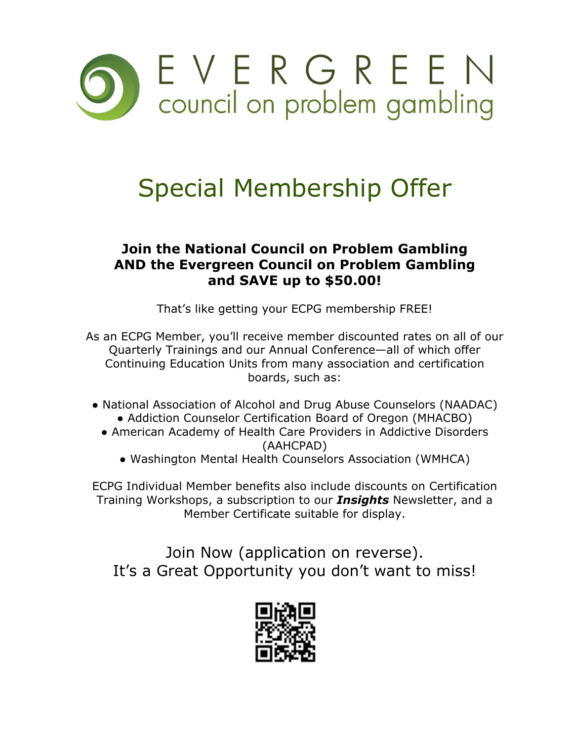# EVERGREEN
council on problem gambling

## Special Membership Offer

**Join the National Council on Problem Gambling AND the Evergreen Council on Problem Gambling and SAVE up to $50.00!**

That's like getting your ECPG membership FREE!

As an ECPG Member, you'll receive member discounted rates on all of our Quarterly Trainings and our Annual Conference—all of which offer Continuing Education Units from many association and certification boards, such as:

- National Association of Alcohol and Drug Abuse Counselors (NAADAC)
- Addiction Counselor Certification Board of Oregon (MHACBO)
- American Academy of Health Care Providers in Addictive Disorders (AAHCPAD)
- Washington Mental Health Counselors Association (WMHCA)

ECPG Individual Member benefits also include discounts on Certification Training Workshops, a subscription to our ***Insights*** Newsletter, and a Member Certificate suitable for display.

Join Now (application on reverse).
It's a Great Opportunity you don't want to miss!